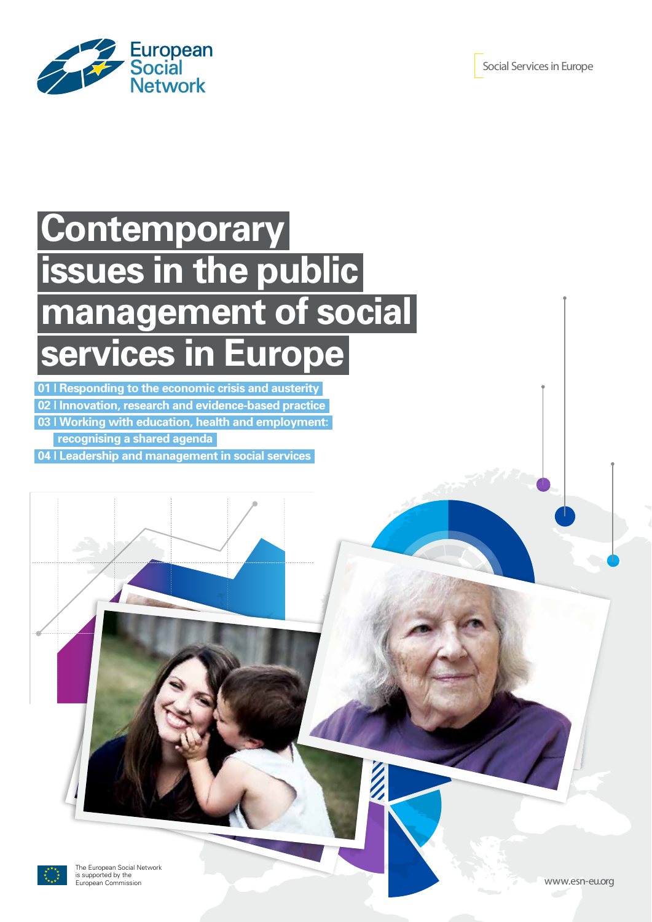European Social Network

Social Services in Europe

# Contemporary issues in the public management of social services in Europe

01 I Responding to the economic crisis and austerity

02 I Innovation, research and evidence-based practice

03 I Working with education, health and employment: recognising a shared agenda

04 I Leadership and management in social services

The European Social Network is supported by the European Commission

www.esn-eu.org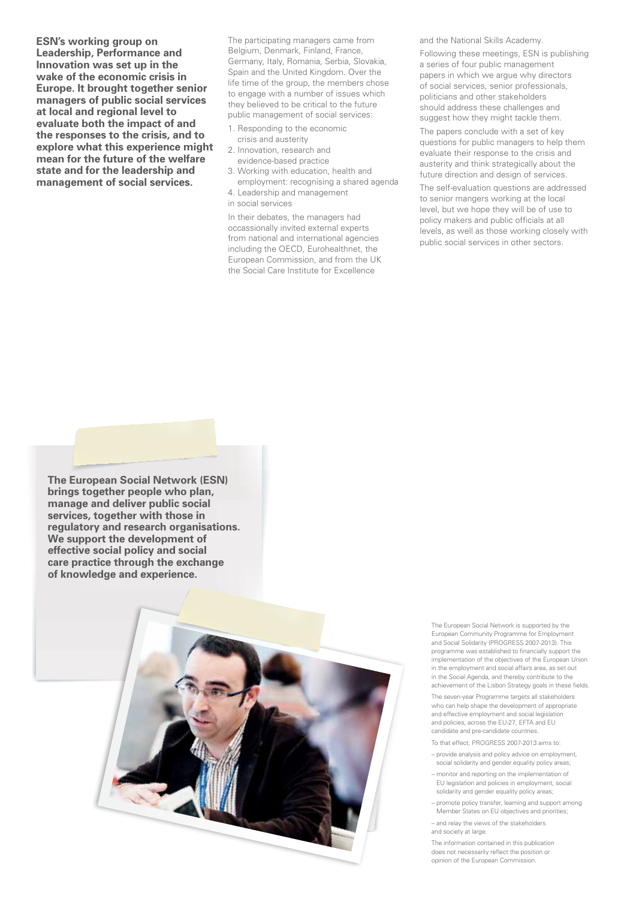**ESN's working group on Leadership, Performance and Innovation was set up in the wake of the economic crisis in Europe. It brought together senior managers of public social services at local and regional level to evaluate both the impact of and the responses to the crisis, and to explore what this experience might mean for the future of the welfare state and for the leadership and management of social services.**

The participating managers came from Belgium, Denmark, Finland, France, Germany, Italy, Romania, Serbia, Slovakia, Spain and the United Kingdom. Over the life time of the group, the members chose to engage with a number of issues which they believed to be critical to the future public management of social services:

1. Responding to the economic crisis and austerity
2. Innovation, research and evidence-based practice
3. Working with education, health and employment: recognising a shared agenda
4. Leadership and management in social services

In their debates, the managers had occassionally invited external experts from national and international agencies including the OECD, Eurohealthnet, the European Commission, and from the UK the Social Care Institute for Excellence and the National Skills Academy.

Following these meetings, ESN is publishing a series of four public management papers in which we argue why directors of social services, senior professionals, politicians and other stakeholders should address these challenges and suggest how they might tackle them.

The papers conclude with a set of key questions for public managers to help them evaluate their response to the crisis and austerity and think strategically about the future direction and design of services.

The self-evaluation questions are addressed to senior mangers working at the local level, but we hope they will be of use to policy makers and public officials at all levels, as well as those working closely with public social services in other sectors.

**The European Social Network (ESN) brings together people who plan, manage and deliver public social services, together with those in regulatory and research organisations. We support the development of effective social policy and social care practice through the exchange of knowledge and experience.**

The European Social Network is supported by the European Community Programme for Employment and Social Solidarity (PROGRESS 2007-2013). This programme was established to financially support the implementation of the objectives of the European Union in the employment and social affairs area, as set out in the Social Agenda, and thereby contribute to the achievement of the Lisbon Strategy goals in these fields.

The seven-year Programme targets all stakeholders who can help shape the development of appropriate and effective employment and social legislation and policies, across the EU-27, EFTA and EU candidate and pre-candidate countries.

To that effect, PROGRESS 2007-2013 aims to:

– provide analysis and policy advice on employment, social solidarity and gender equality policy areas;
– monitor and reporting on the implementation of EU legislation and policies in employment, social solidarity and gender equality policy areas;
– promote policy transfer, learning and support among Member States on EU objectives and priorities;
– and relay the views of the stakeholders and society at large.

The information contained in this publication does not necessarily reflect the position or opinion of the European Commission.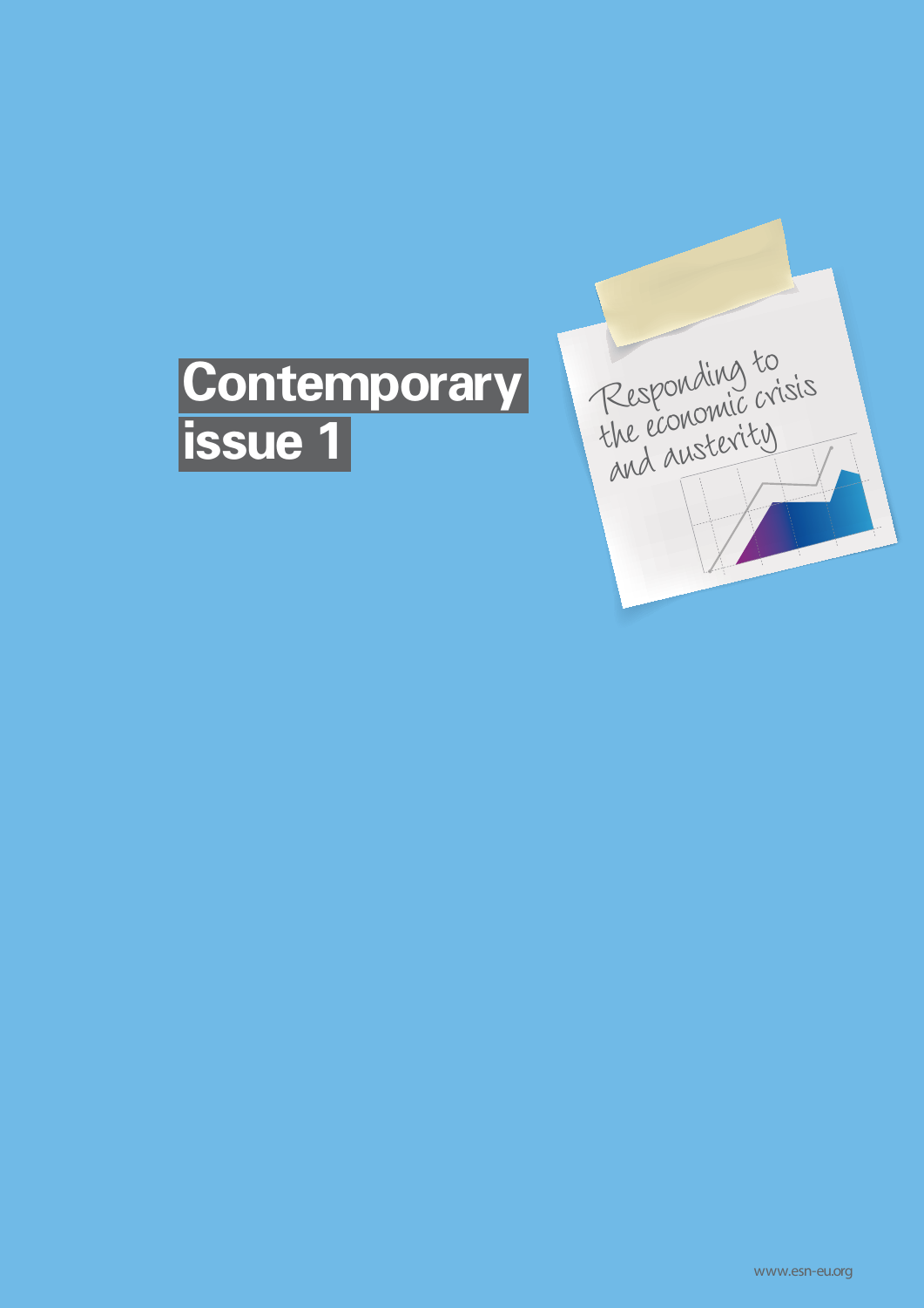# Contemporary issue 1

Responding to the economic crisis and austerity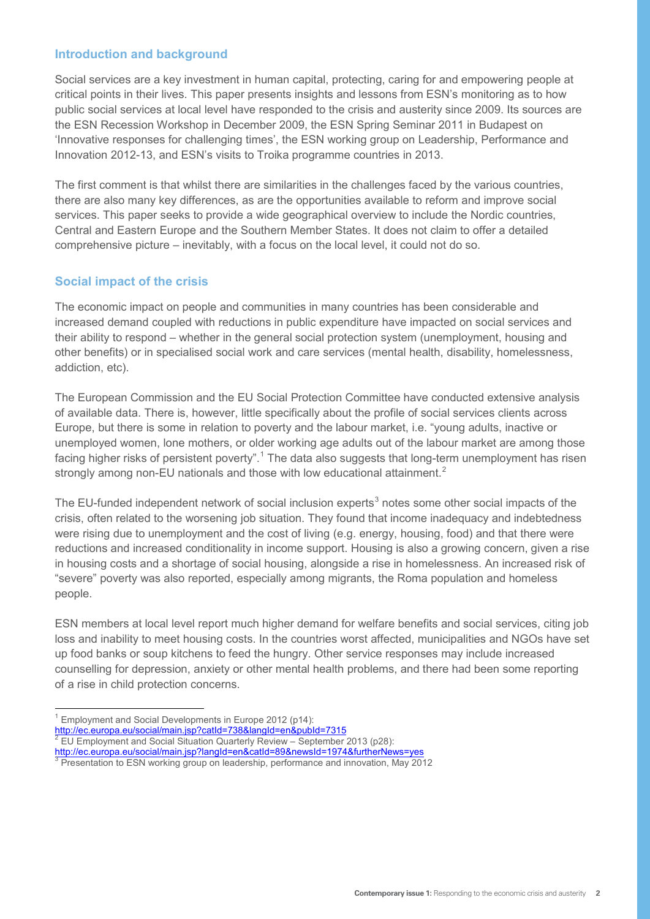## Introduction and background

Social services are a key investment in human capital, protecting, caring for and empowering people at critical points in their lives. This paper presents insights and lessons from ESN's monitoring as to how public social services at local level have responded to the crisis and austerity since 2009. Its sources are the ESN Recession Workshop in December 2009, the ESN Spring Seminar 2011 in Budapest on 'Innovative responses for challenging times', the ESN working group on Leadership, Performance and Innovation 2012-13, and ESN's visits to Troika programme countries in 2013.

The first comment is that whilst there are similarities in the challenges faced by the various countries, there are also many key differences, as are the opportunities available to reform and improve social services. This paper seeks to provide a wide geographical overview to include the Nordic countries, Central and Eastern Europe and the Southern Member States. It does not claim to offer a detailed comprehensive picture – inevitably, with a focus on the local level, it could not do so.

## Social impact of the crisis

The economic impact on people and communities in many countries has been considerable and increased demand coupled with reductions in public expenditure have impacted on social services and their ability to respond – whether in the general social protection system (unemployment, housing and other benefits) or in specialised social work and care services (mental health, disability, homelessness, addiction, etc).

The European Commission and the EU Social Protection Committee have conducted extensive analysis of available data. There is, however, little specifically about the profile of social services clients across Europe, but there is some in relation to poverty and the labour market, i.e. "young adults, inactive or unemployed women, lone mothers, or older working age adults out of the labour market are among those facing higher risks of persistent poverty".[1] The data also suggests that long-term unemployment has risen strongly among non-EU nationals and those with low educational attainment.[2]

The EU-funded independent network of social inclusion experts[3] notes some other social impacts of the crisis, often related to the worsening job situation. They found that income inadequacy and indebtedness were rising due to unemployment and the cost of living (e.g. energy, housing, food) and that there were reductions and increased conditionality in income support. Housing is also a growing concern, given a rise in housing costs and a shortage of social housing, alongside a rise in homelessness. An increased risk of "severe" poverty was also reported, especially among migrants, the Roma population and homeless people.

ESN members at local level report much higher demand for welfare benefits and social services, citing job loss and inability to meet housing costs. In the countries worst affected, municipalities and NGOs have set up food banks or soup kitchens to feed the hungry. Other service responses may include increased counselling for depression, anxiety or other mental health problems, and there had been some reporting of a rise in child protection concerns.

---

[1] Employment and Social Developments in Europe 2012 (p14): http://ec.europa.eu/social/main.jsp?catId=738&langId=en&pubId=7315

[2] EU Employment and Social Situation Quarterly Review – September 2013 (p28): http://ec.europa.eu/social/main.jsp?langId=en&catId=89&newsId=1974&furtherNews=yes

[3] Presentation to ESN working group on leadership, performance and innovation, May 2012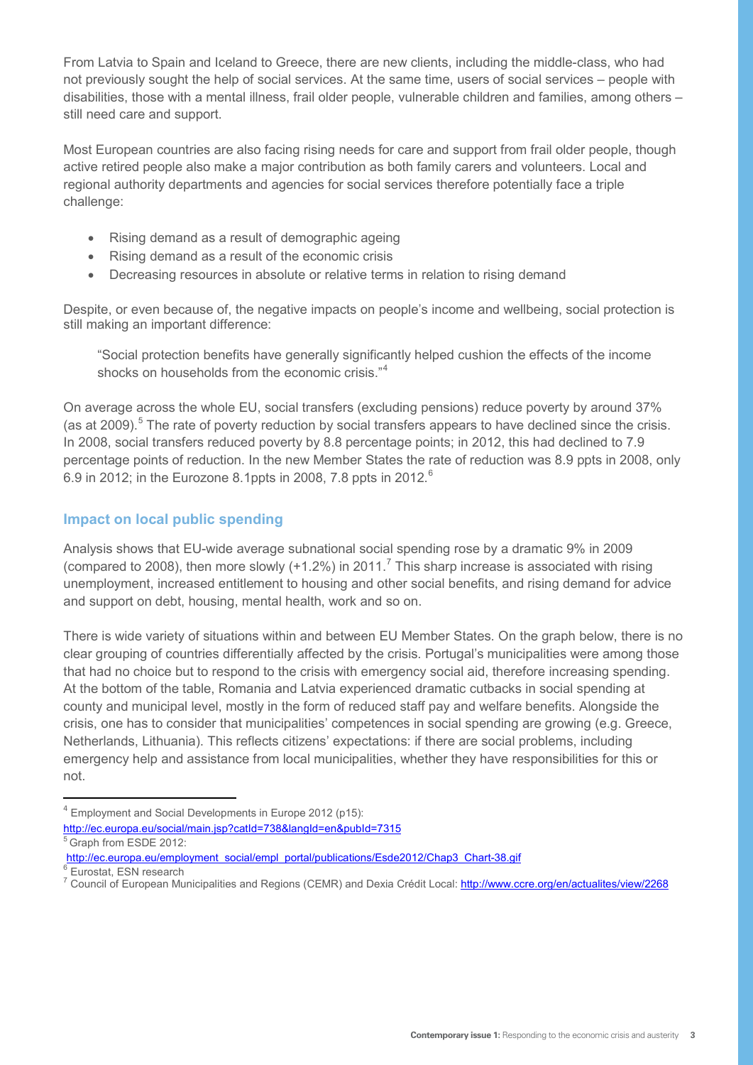From Latvia to Spain and Iceland to Greece, there are new clients, including the middle-class, who had not previously sought the help of social services. At the same time, users of social services – people with disabilities, those with a mental illness, frail older people, vulnerable children and families, among others – still need care and support.

Most European countries are also facing rising needs for care and support from frail older people, though active retired people also make a major contribution as both family carers and volunteers. Local and regional authority departments and agencies for social services therefore potentially face a triple challenge:

- Rising demand as a result of demographic ageing
- Rising demand as a result of the economic crisis
- Decreasing resources in absolute or relative terms in relation to rising demand

Despite, or even because of, the negative impacts on people's income and wellbeing, social protection is still making an important difference:

> "Social protection benefits have generally significantly helped cushion the effects of the income shocks on households from the economic crisis."[4]

On average across the whole EU, social transfers (excluding pensions) reduce poverty by around 37% (as at 2009).[5] The rate of poverty reduction by social transfers appears to have declined since the crisis. In 2008, social transfers reduced poverty by 8.8 percentage points; in 2012, this had declined to 7.9 percentage points of reduction. In the new Member States the rate of reduction was 8.9 ppts in 2008, only 6.9 in 2012; in the Eurozone 8.1ppts in 2008, 7.8 ppts in 2012.[6]

## Impact on local public spending

Analysis shows that EU-wide average subnational social spending rose by a dramatic 9% in 2009 (compared to 2008), then more slowly (+1.2%) in 2011.[7] This sharp increase is associated with rising unemployment, increased entitlement to housing and other social benefits, and rising demand for advice and support on debt, housing, mental health, work and so on.

There is wide variety of situations within and between EU Member States. On the graph below, there is no clear grouping of countries differentially affected by the crisis. Portugal's municipalities were among those that had no choice but to respond to the crisis with emergency social aid, therefore increasing spending. At the bottom of the table, Romania and Latvia experienced dramatic cutbacks in social spending at county and municipal level, mostly in the form of reduced staff pay and welfare benefits. Alongside the crisis, one has to consider that municipalities' competences in social spending are growing (e.g. Greece, Netherlands, Lithuania). This reflects citizens' expectations: if there are social problems, including emergency help and assistance from local municipalities, whether they have responsibilities for this or not.

---

[4] Employment and Social Developments in Europe 2012 (p15): http://ec.europa.eu/social/main.jsp?catId=738&langId=en&pubId=7315

[5] Graph from ESDE 2012: http://ec.europa.eu/employment_social/empl_portal/publications/Esde2012/Chap3_Chart-38.gif

[6] Eurostat, ESN research

[7] Council of European Municipalities and Regions (CEMR) and Dexia Crédit Local: http://www.ccre.org/en/actualites/view/2268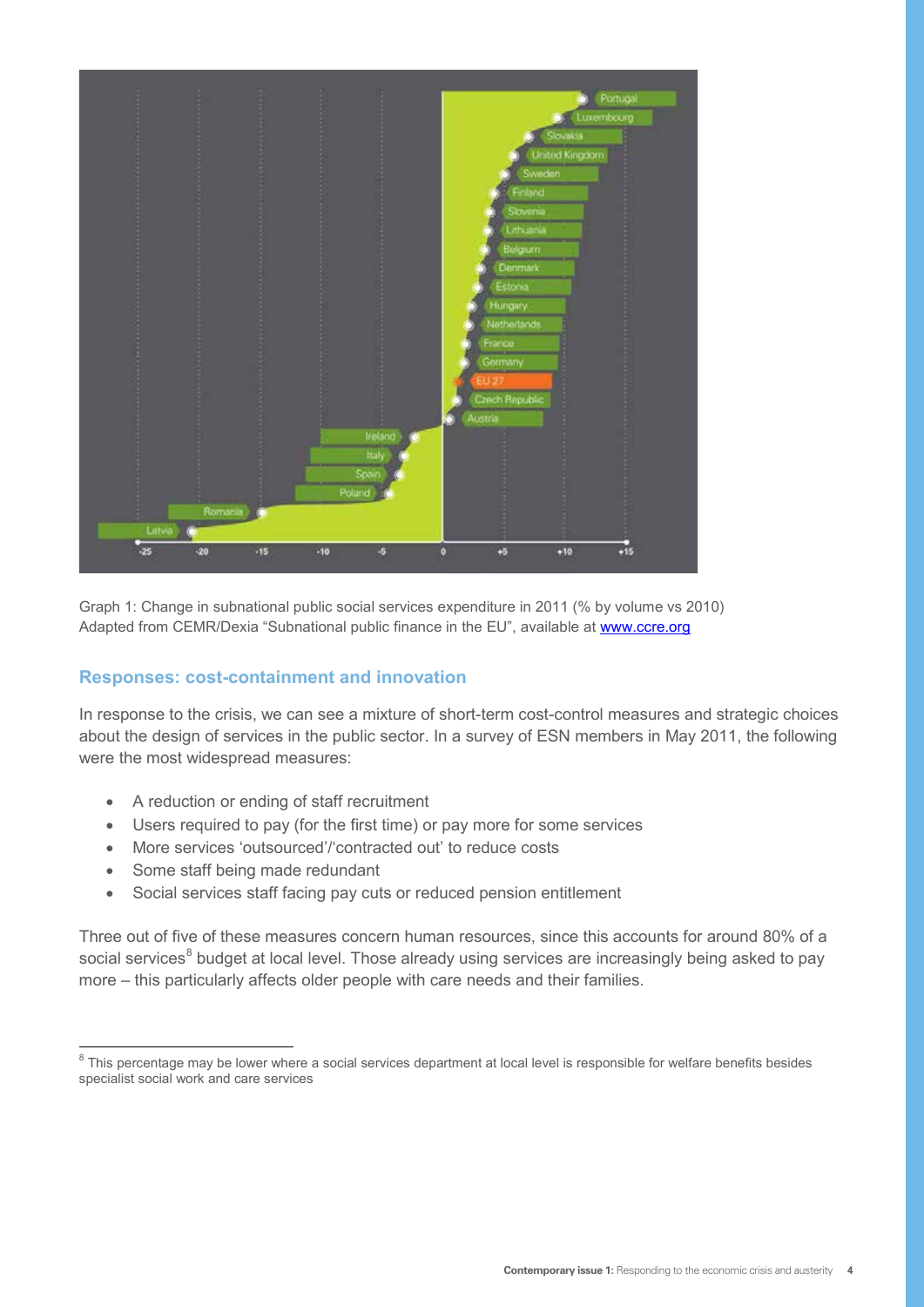Graph 1: Change in subnational public social services expenditure in 2011 (% by volume vs 2010)
Adapted from CEMR/Dexia "Subnational public finance in the EU", available at www.ccre.org

### Responses: cost-containment and innovation

In response to the crisis, we can see a mixture of short-term cost-control measures and strategic choices about the design of services in the public sector. In a survey of ESN members in May 2011, the following were the most widespread measures:

- A reduction or ending of staff recruitment
- Users required to pay (for the first time) or pay more for some services
- More services 'outsourced'/'contracted out' to reduce costs
- Some staff being made redundant
- Social services staff facing pay cuts or reduced pension entitlement

Three out of five of these measures concern human resources, since this accounts for around 80% of a social services[8] budget at local level. Those already using services are increasingly being asked to pay more – this particularly affects older people with care needs and their families.

[8] This percentage may be lower where a social services department at local level is responsible for welfare benefits besides specialist social work and care services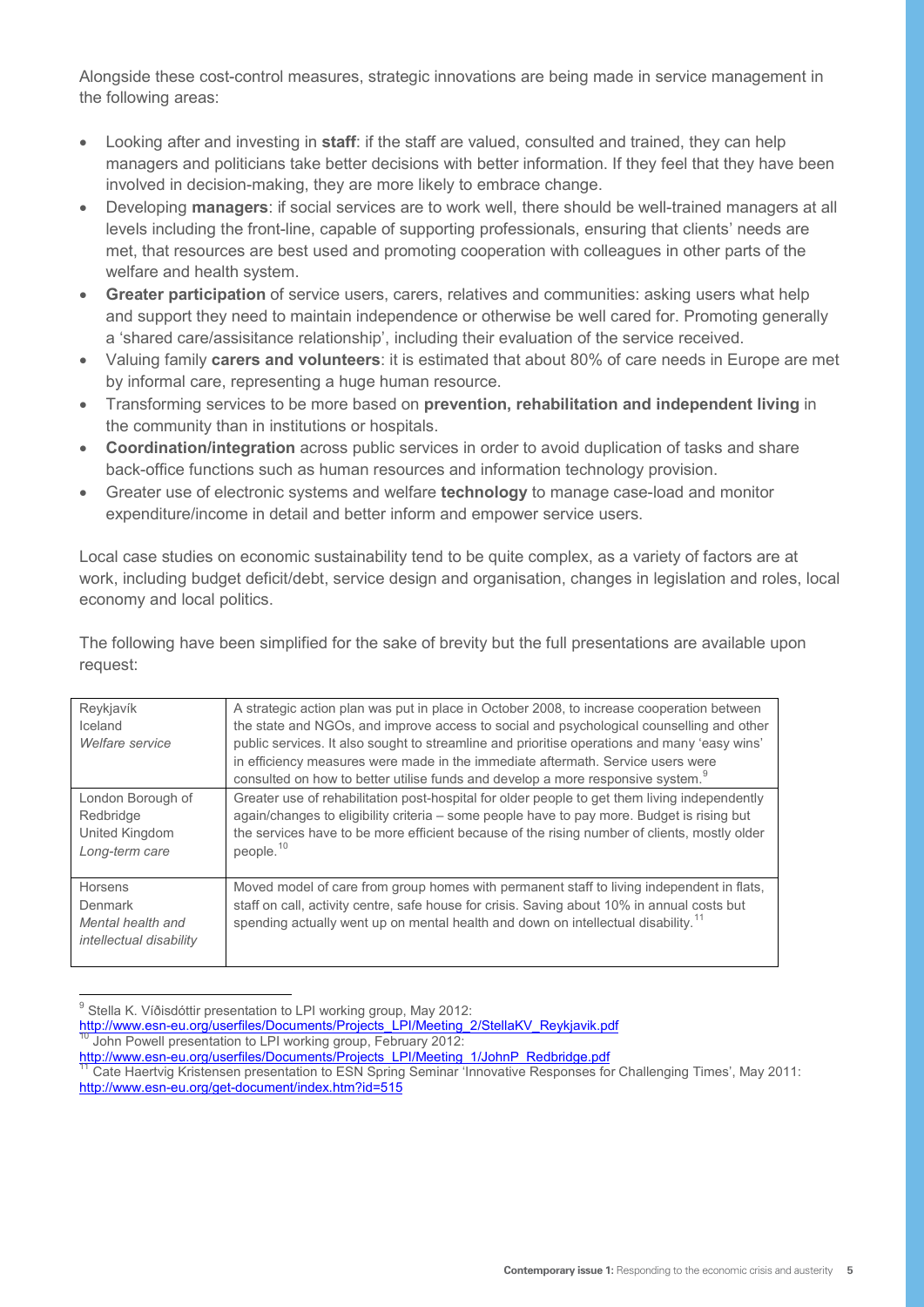Alongside these cost-control measures, strategic innovations are being made in service management in the following areas:

- Looking after and investing in **staff**: if the staff are valued, consulted and trained, they can help managers and politicians take better decisions with better information. If they feel that they have been involved in decision-making, they are more likely to embrace change.
- Developing **managers**: if social services are to work well, there should be well-trained managers at all levels including the front-line, capable of supporting professionals, ensuring that clients' needs are met, that resources are best used and promoting cooperation with colleagues in other parts of the welfare and health system.
- **Greater participation** of service users, carers, relatives and communities: asking users what help and support they need to maintain independence or otherwise be well cared for. Promoting generally a 'shared care/assisitance relationship', including their evaluation of the service received.
- Valuing family **carers and volunteers**: it is estimated that about 80% of care needs in Europe are met by informal care, representing a huge human resource.
- Transforming services to be more based on **prevention, rehabilitation and independent living** in the community than in institutions or hospitals.
- **Coordination/integration** across public services in order to avoid duplication of tasks and share back-office functions such as human resources and information technology provision.
- Greater use of electronic systems and welfare **technology** to manage case-load and monitor expenditure/income in detail and better inform and empower service users.

Local case studies on economic sustainability tend to be quite complex, as a variety of factors are at work, including budget deficit/debt, service design and organisation, changes in legislation and roles, local economy and local politics.

The following have been simplified for the sake of brevity but the full presentations are available upon request:

| | |
|---|---|
| Reykjavík<br>Iceland<br>*Welfare service* | A strategic action plan was put in place in October 2008, to increase cooperation between the state and NGOs, and improve access to social and psychological counselling and other public services. It also sought to streamline and prioritise operations and many 'easy wins' in efficiency measures were made in the immediate aftermath. Service users were consulted on how to better utilise funds and develop a more responsive system.[9] |
| London Borough of Redbridge<br>United Kingdom<br>*Long-term care* | Greater use of rehabilitation post-hospital for older people to get them living independently again/changes to eligibility criteria – some people have to pay more. Budget is rising but the services have to be more efficient because of the rising number of clients, mostly older people.[10] |
| Horsens<br>Denmark<br>*Mental health and intellectual disability* | Moved model of care from group homes with permanent staff to living independent in flats, staff on call, activity centre, safe house for crisis. Saving about 10% in annual costs but spending actually went up on mental health and down on intellectual disability.[11] |

[9] Stella K. Víðisdóttir presentation to LPI working group, May 2012: http://www.esn-eu.org/userfiles/Documents/Projects_LPI/Meeting_2/StellaKV_Reykjavik.pdf

[10] John Powell presentation to LPI working group, February 2012: http://www.esn-eu.org/userfiles/Documents/Projects_LPI/Meeting_1/JohnP_Redbridge.pdf

[11] Cate Haertvig Kristensen presentation to ESN Spring Seminar 'Innovative Responses for Challenging Times', May 2011: http://www.esn-eu.org/get-document/index.htm?id=515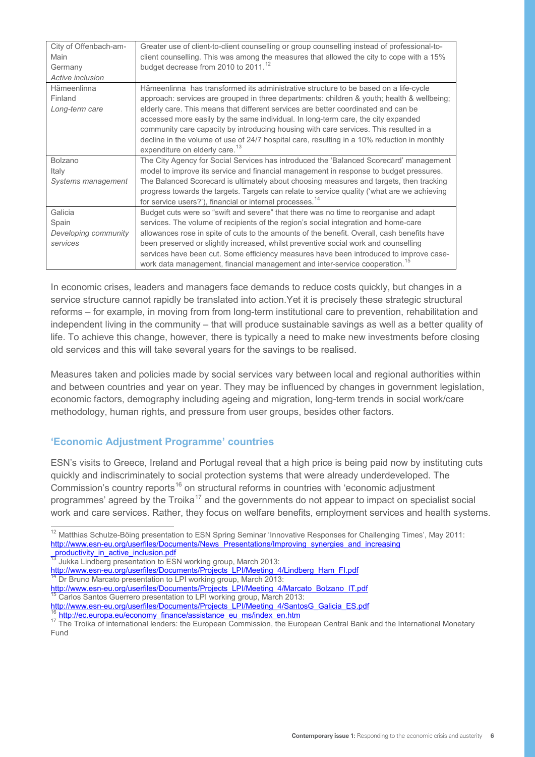| City of Offenbach-am-Main Germany *Active inclusion* | Greater use of client-to-client counselling or group counselling instead of professional-to-client counselling. This was among the measures that allowed the city to cope with a 15% budget decrease from 2010 to 2011.[12] |
|---|---|
| Hämeenlinna Finland *Long-term care* | Hämeenlinna has transformed its administrative structure to be based on a life-cycle approach: services are grouped in three departments: children & youth; health & wellbeing; elderly care. This means that different services are better coordinated and can be accessed more easily by the same individual. In long-term care, the city expanded community care capacity by introducing housing with care services. This resulted in a decline in the volume of use of 24/7 hospital care, resulting in a 10% reduction in monthly expenditure on elderly care.[13] |
| Bolzano Italy *Systems management* | The City Agency for Social Services has introduced the 'Balanced Scorecard' management model to improve its service and financial management in response to budget pressures. The Balanced Scorecard is ultimately about choosing measures and targets, then tracking progress towards the targets. Targets can relate to service quality ('what are we achieving for service users?'), financial or internal processes.[14] |
| Galicia Spain *Developing community services* | Budget cuts were so "swift and severe" that there was no time to reorganise and adapt services. The volume of recipients of the region's social integration and home-care allowances rose in spite of cuts to the amounts of the benefit. Overall, cash benefits have been preserved or slightly increased, whilst preventive social work and counselling services have been cut. Some efficiency measures have been introduced to improve case-work data management, financial management and inter-service cooperation.[15] |

In economic crises, leaders and managers face demands to reduce costs quickly, but changes in a service structure cannot rapidly be translated into action.Yet it is precisely these strategic structural reforms – for example, in moving from from long-term institutional care to prevention, rehabilitation and independent living in the community – that will produce sustainable savings as well as a better quality of life. To achieve this change, however, there is typically a need to make new investments before closing old services and this will take several years for the savings to be realised.

Measures taken and policies made by social services vary between local and regional authorities within and between countries and year on year. They may be influenced by changes in government legislation, economic factors, demography including ageing and migration, long-term trends in social work/care methodology, human rights, and pressure from user groups, besides other factors.

### 'Economic Adjustment Programme' countries

ESN's visits to Greece, Ireland and Portugal reveal that a high price is being paid now by instituting cuts quickly and indiscriminately to social protection systems that were already underdeveloped. The Commission's country reports[16] on structural reforms in countries with 'economic adjustment programmes' agreed by the Troika[17] and the governments do not appear to impact on specialist social work and care services. Rather, they focus on welfare benefits, employment services and health systems.

---

[12] Matthias Schulze-Böing presentation to ESN Spring Seminar 'Innovative Responses for Challenging Times', May 2011: http://www.esn-eu.org/userfiles/Documents/News_Presentations/Improving_synergies_and_increasing_productivity_in_active_inclusion.pdf

[13] Jukka Lindberg presentation to ESN working group, March 2013: http://www.esn-eu.org/userfiles/Documents/Projects_LPI/Meeting_4/Lindberg_Ham_FI.pdf

[14] Dr Bruno Marcato presentation to LPI working group, March 2013: http://www.esn-eu.org/userfiles/Documents/Projects_LPI/Meeting_4/Marcato_Bolzano_IT.pdf

[15] Carlos Santos Guerrero presentation to LPI working group, March 2013: http://www.esn-eu.org/userfiles/Documents/Projects_LPI/Meeting_4/SantosG_Galicia_ES.pdf

[16] http://ec.europa.eu/economy_finance/assistance_eu_ms/index_en.htm

[17] The Troika of international lenders: the European Commission, the European Central Bank and the International Monetary Fund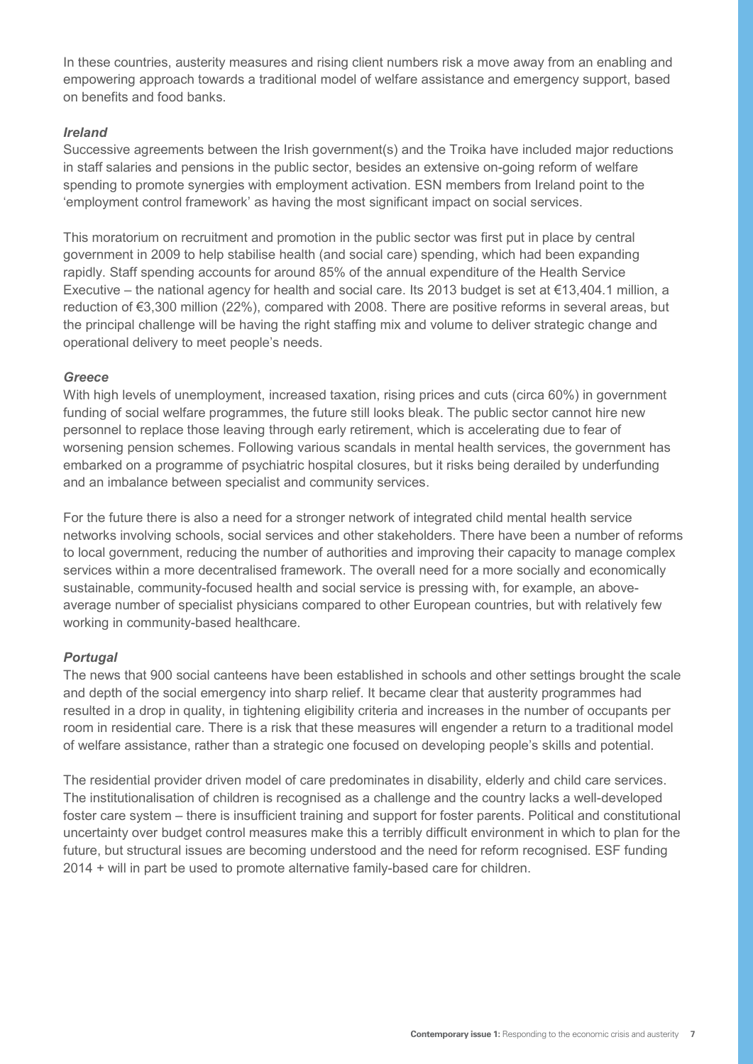In these countries, austerity measures and rising client numbers risk a move away from an enabling and empowering approach towards a traditional model of welfare assistance and emergency support, based on benefits and food banks.

### *Ireland*

Successive agreements between the Irish government(s) and the Troika have included major reductions in staff salaries and pensions in the public sector, besides an extensive on-going reform of welfare spending to promote synergies with employment activation. ESN members from Ireland point to the 'employment control framework' as having the most significant impact on social services.

This moratorium on recruitment and promotion in the public sector was first put in place by central government in 2009 to help stabilise health (and social care) spending, which had been expanding rapidly. Staff spending accounts for around 85% of the annual expenditure of the Health Service Executive – the national agency for health and social care. Its 2013 budget is set at €13,404.1 million, a reduction of €3,300 million (22%), compared with 2008. There are positive reforms in several areas, but the principal challenge will be having the right staffing mix and volume to deliver strategic change and operational delivery to meet people's needs.

### *Greece*

With high levels of unemployment, increased taxation, rising prices and cuts (circa 60%) in government funding of social welfare programmes, the future still looks bleak. The public sector cannot hire new personnel to replace those leaving through early retirement, which is accelerating due to fear of worsening pension schemes. Following various scandals in mental health services, the government has embarked on a programme of psychiatric hospital closures, but it risks being derailed by underfunding and an imbalance between specialist and community services.

For the future there is also a need for a stronger network of integrated child mental health service networks involving schools, social services and other stakeholders. There have been a number of reforms to local government, reducing the number of authorities and improving their capacity to manage complex services within a more decentralised framework. The overall need for a more socially and economically sustainable, community-focused health and social service is pressing with, for example, an above-average number of specialist physicians compared to other European countries, but with relatively few working in community-based healthcare.

### *Portugal*

The news that 900 social canteens have been established in schools and other settings brought the scale and depth of the social emergency into sharp relief. It became clear that austerity programmes had resulted in a drop in quality, in tightening eligibility criteria and increases in the number of occupants per room in residential care. There is a risk that these measures will engender a return to a traditional model of welfare assistance, rather than a strategic one focused on developing people's skills and potential.

The residential provider driven model of care predominates in disability, elderly and child care services. The institutionalisation of children is recognised as a challenge and the country lacks a well-developed foster care system – there is insufficient training and support for foster parents. Political and constitutional uncertainty over budget control measures make this a terribly difficult environment in which to plan for the future, but structural issues are becoming understood and the need for reform recognised. ESF funding 2014 + will in part be used to promote alternative family-based care for children.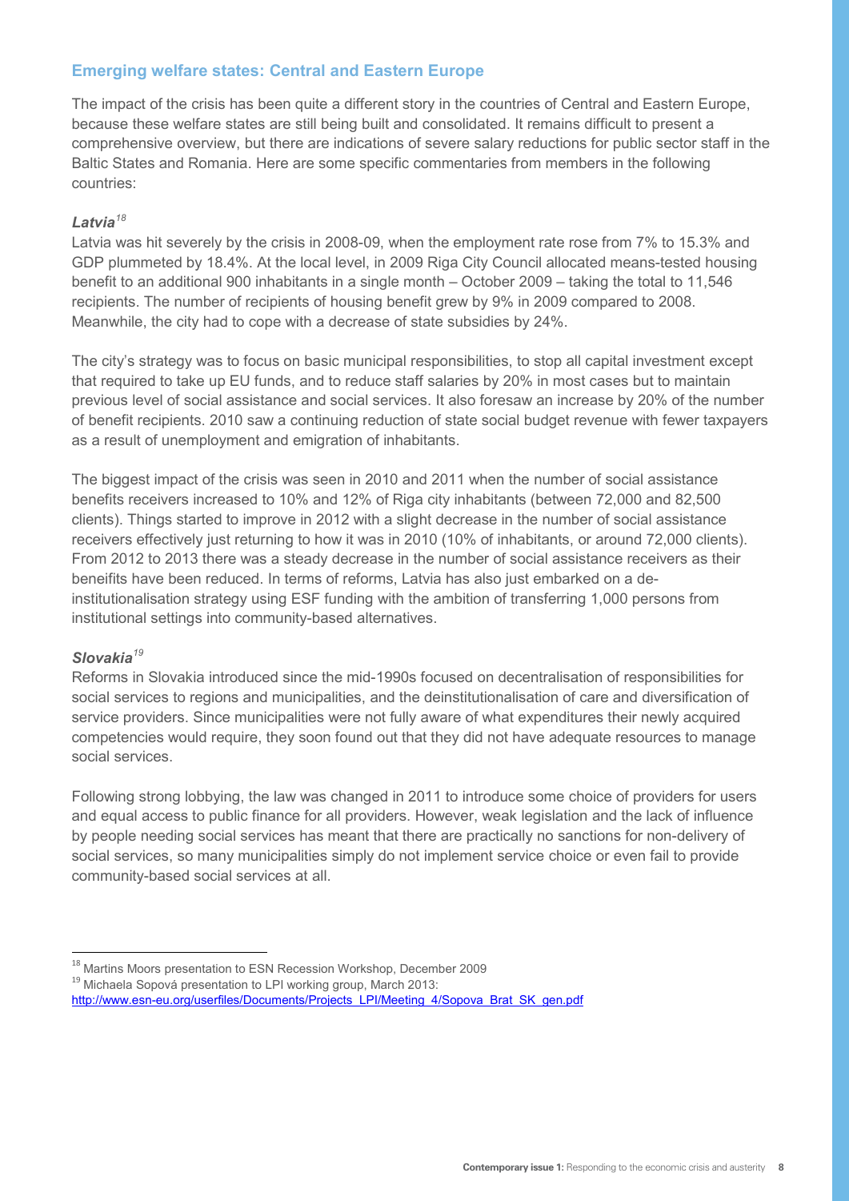## Emerging welfare states: Central and Eastern Europe

The impact of the crisis has been quite a different story in the countries of Central and Eastern Europe, because these welfare states are still being built and consolidated. It remains difficult to present a comprehensive overview, but there are indications of severe salary reductions for public sector staff in the Baltic States and Romania. Here are some specific commentaries from members in the following countries:

### *Latvia*[18]

Latvia was hit severely by the crisis in 2008-09, when the employment rate rose from 7% to 15.3% and GDP plummeted by 18.4%. At the local level, in 2009 Riga City Council allocated means-tested housing benefit to an additional 900 inhabitants in a single month – October 2009 – taking the total to 11,546 recipients. The number of recipients of housing benefit grew by 9% in 2009 compared to 2008. Meanwhile, the city had to cope with a decrease of state subsidies by 24%.

The city's strategy was to focus on basic municipal responsibilities, to stop all capital investment except that required to take up EU funds, and to reduce staff salaries by 20% in most cases but to maintain previous level of social assistance and social services. It also foresaw an increase by 20% of the number of benefit recipients. 2010 saw a continuing reduction of state social budget revenue with fewer taxpayers as a result of unemployment and emigration of inhabitants.

The biggest impact of the crisis was seen in 2010 and 2011 when the number of social assistance benefits receivers increased to 10% and 12% of Riga city inhabitants (between 72,000 and 82,500 clients). Things started to improve in 2012 with a slight decrease in the number of social assistance receivers effectively just returning to how it was in 2010 (10% of inhabitants, or around 72,000 clients). From 2012 to 2013 there was a steady decrease in the number of social assistance receivers as their beneifits have been reduced. In terms of reforms, Latvia has also just embarked on a de-institutionalisation strategy using ESF funding with the ambition of transferring 1,000 persons from institutional settings into community-based alternatives.

### *Slovakia*[19]

Reforms in Slovakia introduced since the mid-1990s focused on decentralisation of responsibilities for social services to regions and municipalities, and the deinstitutionalisation of care and diversification of service providers. Since municipalities were not fully aware of what expenditures their newly acquired competencies would require, they soon found out that they did not have adequate resources to manage social services.

Following strong lobbying, the law was changed in 2011 to introduce some choice of providers for users and equal access to public finance for all providers. However, weak legislation and the lack of influence by people needing social services has meant that there are practically no sanctions for non-delivery of social services, so many municipalities simply do not implement service choice or even fail to provide community-based social services at all.

---

[18] Martins Moors presentation to ESN Recession Workshop, December 2009

[19] Michaela Sopová presentation to LPI working group, March 2013: http://www.esn-eu.org/userfiles/Documents/Projects_LPI/Meeting_4/Sopova_Brat_SK_gen.pdf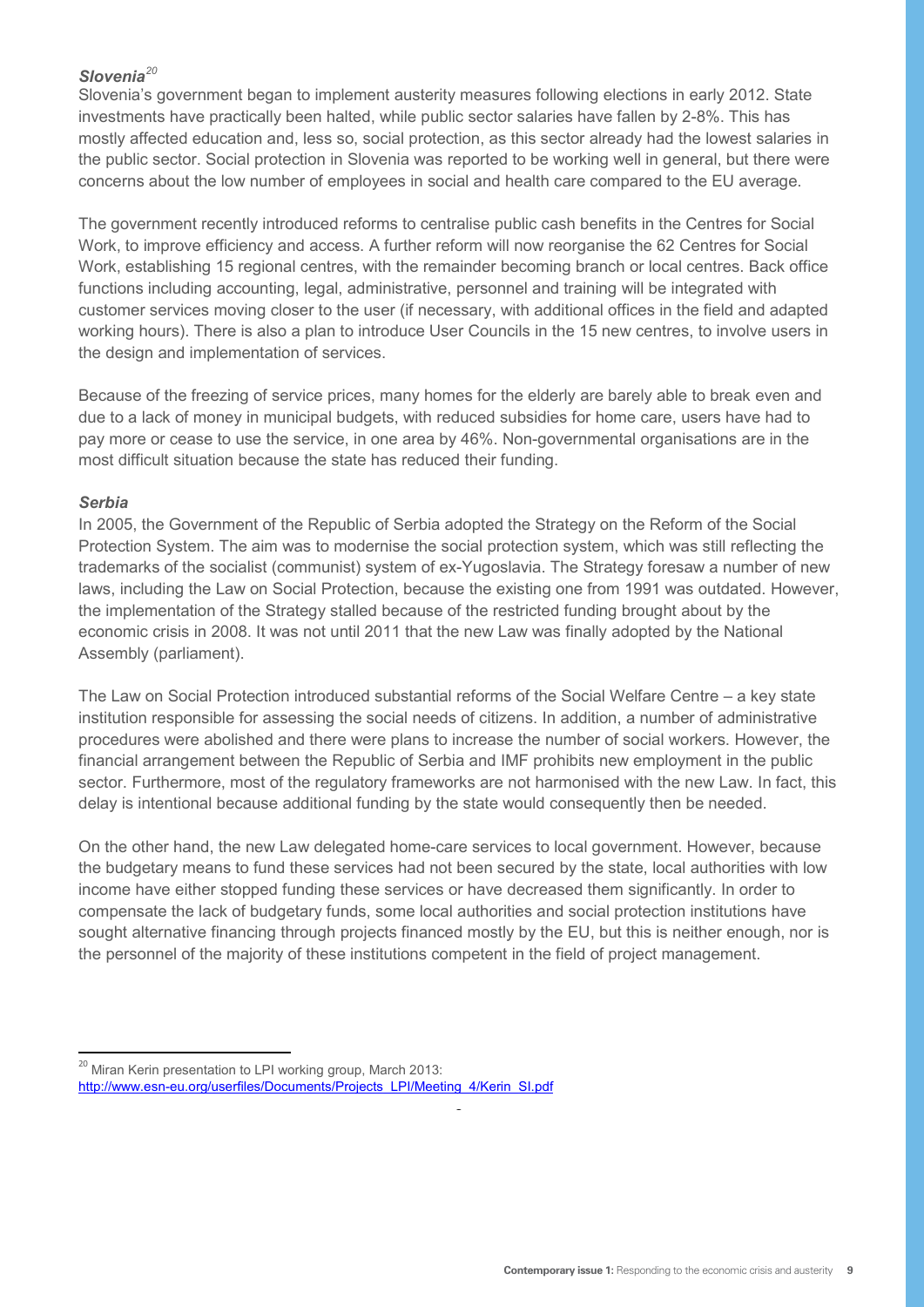***Slovenia*[20]**

Slovenia's government began to implement austerity measures following elections in early 2012. State investments have practically been halted, while public sector salaries have fallen by 2-8%. This has mostly affected education and, less so, social protection, as this sector already had the lowest salaries in the public sector. Social protection in Slovenia was reported to be working well in general, but there were concerns about the low number of employees in social and health care compared to the EU average.

The government recently introduced reforms to centralise public cash benefits in the Centres for Social Work, to improve efficiency and access. A further reform will now reorganise the 62 Centres for Social Work, establishing 15 regional centres, with the remainder becoming branch or local centres. Back office functions including accounting, legal, administrative, personnel and training will be integrated with customer services moving closer to the user (if necessary, with additional offices in the field and adapted working hours). There is also a plan to introduce User Councils in the 15 new centres, to involve users in the design and implementation of services.

Because of the freezing of service prices, many homes for the elderly are barely able to break even and due to a lack of money in municipal budgets, with reduced subsidies for home care, users have had to pay more or cease to use the service, in one area by 46%. Non-governmental organisations are in the most difficult situation because the state has reduced their funding.

***Serbia***

In 2005, the Government of the Republic of Serbia adopted the Strategy on the Reform of the Social Protection System. The aim was to modernise the social protection system, which was still reflecting the trademarks of the socialist (communist) system of ex-Yugoslavia. The Strategy foresaw a number of new laws, including the Law on Social Protection, because the existing one from 1991 was outdated. However, the implementation of the Strategy stalled because of the restricted funding brought about by the economic crisis in 2008. It was not until 2011 that the new Law was finally adopted by the National Assembly (parliament).

The Law on Social Protection introduced substantial reforms of the Social Welfare Centre – a key state institution responsible for assessing the social needs of citizens. In addition, a number of administrative procedures were abolished and there were plans to increase the number of social workers. However, the financial arrangement between the Republic of Serbia and IMF prohibits new employment in the public sector. Furthermore, most of the regulatory frameworks are not harmonised with the new Law. In fact, this delay is intentional because additional funding by the state would consequently then be needed.

On the other hand, the new Law delegated home-care services to local government. However, because the budgetary means to fund these services had not been secured by the state, local authorities with low income have either stopped funding these services or have decreased them significantly. In order to compensate the lack of budgetary funds, some local authorities and social protection institutions have sought alternative financing through projects financed mostly by the EU, but this is neither enough, nor is the personnel of the majority of these institutions competent in the field of project management.

---

[20] Miran Kerin presentation to LPI working group, March 2013: http://www.esn-eu.org/userfiles/Documents/Projects_LPI/Meeting_4/Kerin_SI.pdf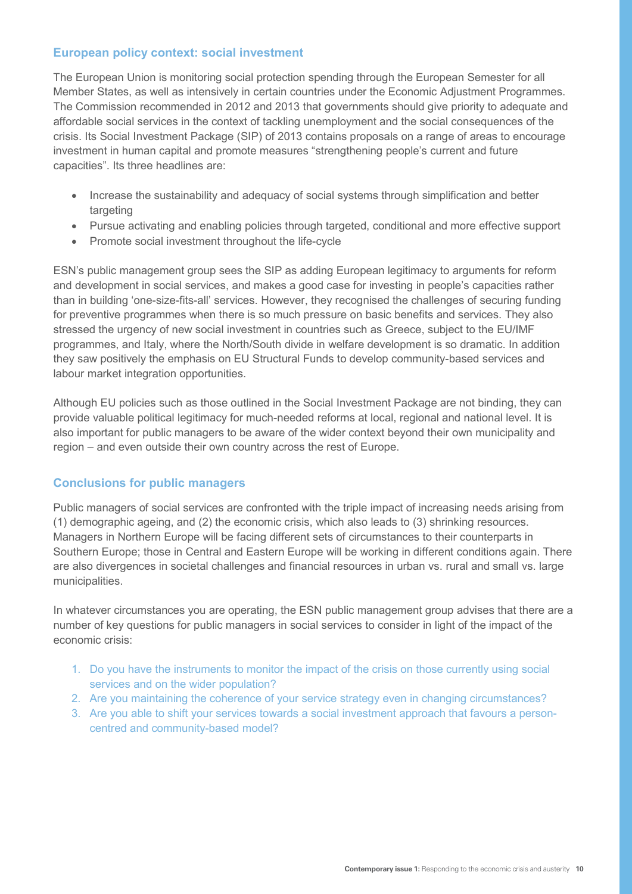## European policy context: social investment

The European Union is monitoring social protection spending through the European Semester for all Member States, as well as intensively in certain countries under the Economic Adjustment Programmes. The Commission recommended in 2012 and 2013 that governments should give priority to adequate and affordable social services in the context of tackling unemployment and the social consequences of the crisis. Its Social Investment Package (SIP) of 2013 contains proposals on a range of areas to encourage investment in human capital and promote measures "strengthening people's current and future capacities". Its three headlines are:

- Increase the sustainability and adequacy of social systems through simplification and better targeting
- Pursue activating and enabling policies through targeted, conditional and more effective support
- Promote social investment throughout the life-cycle

ESN's public management group sees the SIP as adding European legitimacy to arguments for reform and development in social services, and makes a good case for investing in people's capacities rather than in building 'one-size-fits-all' services. However, they recognised the challenges of securing funding for preventive programmes when there is so much pressure on basic benefits and services. They also stressed the urgency of new social investment in countries such as Greece, subject to the EU/IMF programmes, and Italy, where the North/South divide in welfare development is so dramatic. In addition they saw positively the emphasis on EU Structural Funds to develop community-based services and labour market integration opportunities.

Although EU policies such as those outlined in the Social Investment Package are not binding, they can provide valuable political legitimacy for much-needed reforms at local, regional and national level. It is also important for public managers to be aware of the wider context beyond their own municipality and region – and even outside their own country across the rest of Europe.

## Conclusions for public managers

Public managers of social services are confronted with the triple impact of increasing needs arising from (1) demographic ageing, and (2) the economic crisis, which also leads to (3) shrinking resources. Managers in Northern Europe will be facing different sets of circumstances to their counterparts in Southern Europe; those in Central and Eastern Europe will be working in different conditions again. There are also divergences in societal challenges and financial resources in urban vs. rural and small vs. large municipalities.

In whatever circumstances you are operating, the ESN public management group advises that there are a number of key questions for public managers in social services to consider in light of the impact of the economic crisis:

1. Do you have the instruments to monitor the impact of the crisis on those currently using social services and on the wider population?
2. Are you maintaining the coherence of your service strategy even in changing circumstances?
3. Are you able to shift your services towards a social investment approach that favours a person-centred and community-based model?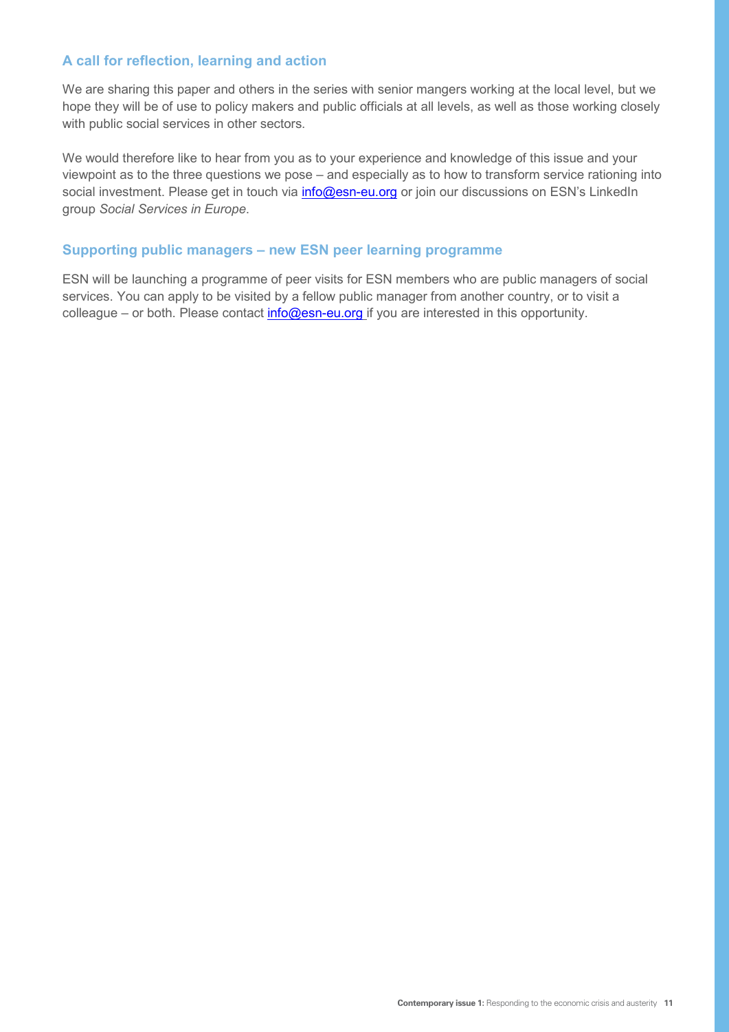## A call for reflection, learning and action

We are sharing this paper and others in the series with senior mangers working at the local level, but we hope they will be of use to policy makers and public officials at all levels, as well as those working closely with public social services in other sectors.

We would therefore like to hear from you as to your experience and knowledge of this issue and your viewpoint as to the three questions we pose – and especially as to how to transform service rationing into social investment. Please get in touch via info@esn-eu.org or join our discussions on ESN's LinkedIn group *Social Services in Europe*.

## Supporting public managers – new ESN peer learning programme

ESN will be launching a programme of peer visits for ESN members who are public managers of social services. You can apply to be visited by a fellow public manager from another country, or to visit a colleague – or both. Please contact info@esn-eu.org if you are interested in this opportunity.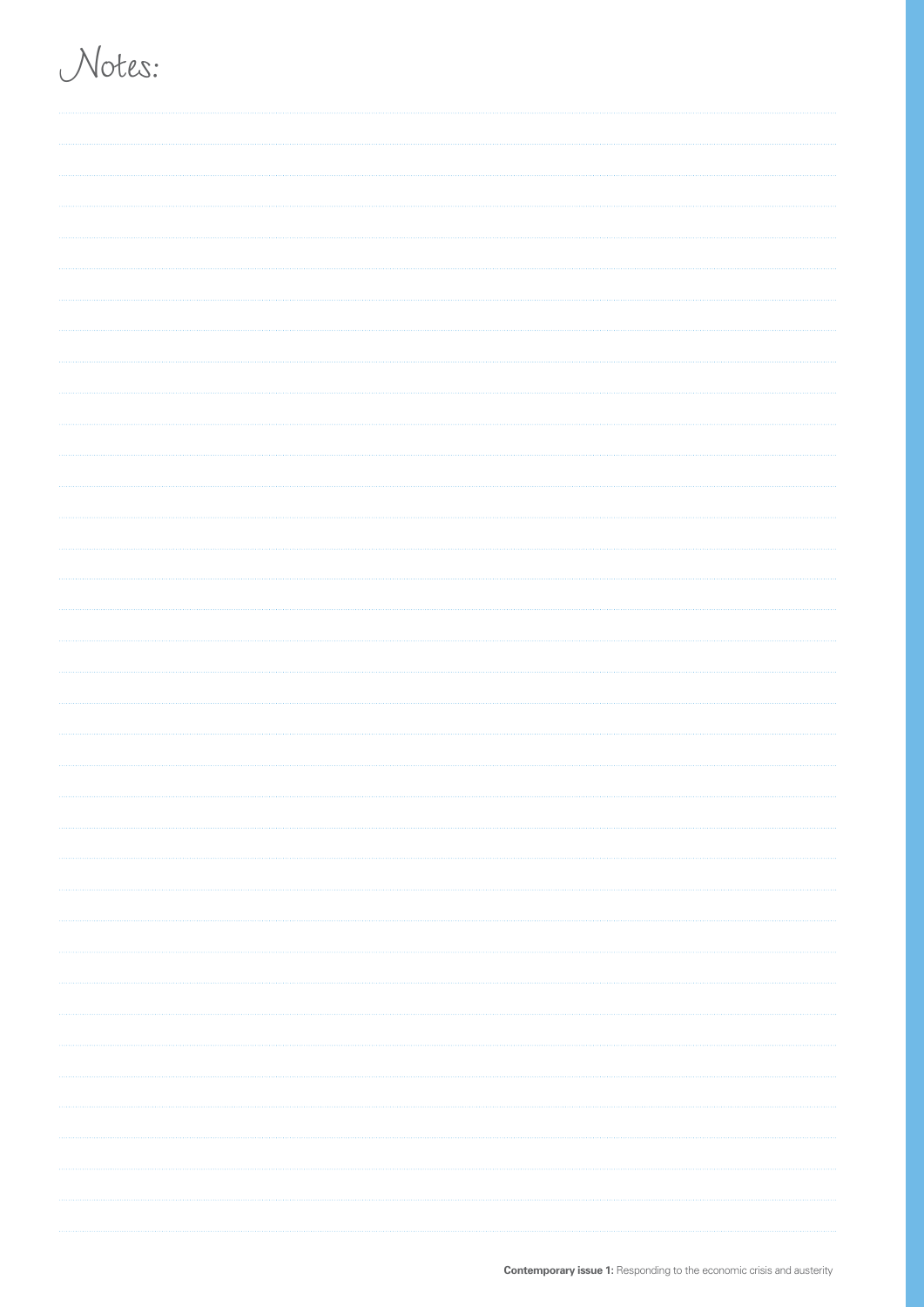Notes: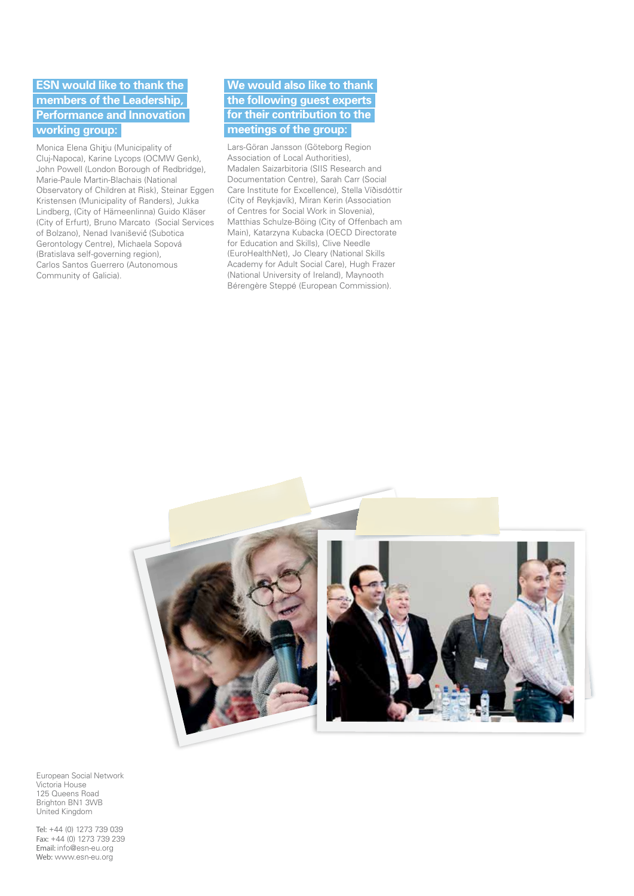## ESN would like to thank the members of the Leadership, Performance and Innovation working group:

Monica Elena Ghițiu (Municipality of Cluj-Napoca), Karine Lycops (OCMW Genk), John Powell (London Borough of Redbridge), Marie-Paule Martin-Blachais (National Observatory of Children at Risk), Steinar Eggen Kristensen (Municipality of Randers), Jukka Lindberg, (City of Hämeenlinna) Guido Kläser (City of Erfurt), Bruno Marcato (Social Services of Bolzano), Nenad Ivanišević (Subotica Gerontology Centre), Michaela Sopová (Bratislava self-governing region), Carlos Santos Guerrero (Autonomous Community of Galicia).

## We would also like to thank the following guest experts for their contribution to the meetings of the group:

Lars-Göran Jansson (Göteborg Region Association of Local Authorities), Madalen Saizarbitoria (SIIS Research and Documentation Centre), Sarah Carr (Social Care Institute for Excellence), Stella Víðisdóttir (City of Reykjavík), Miran Kerin (Association of Centres for Social Work in Slovenia), Matthias Schulze-Böing (City of Offenbach am Main), Katarzyna Kubacka (OECD Directorate for Education and Skills), Clive Needle (EuroHealthNet), Jo Cleary (National Skills Academy for Adult Social Care), Hugh Frazer (National University of Ireland), Maynooth Bérengère Steppé (European Commission).

European Social Network
Victoria House
125 Queens Road
Brighton BN1 3WB
United Kingdom

Tel: +44 (0) 1273 739 039
Fax: +44 (0) 1273 739 239
Email: info@esn-eu.org
Web: www.esn-eu.org